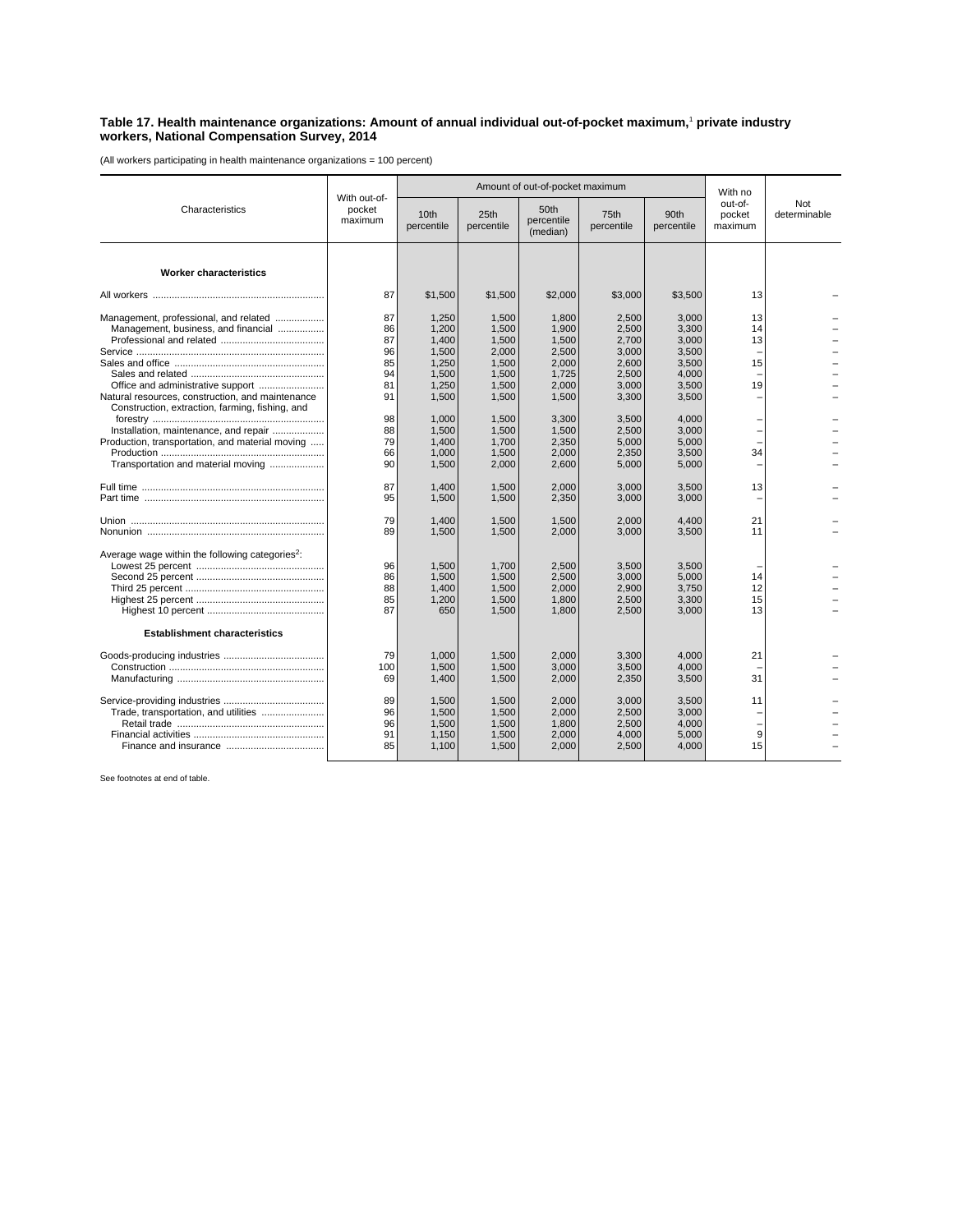**Table 17. Health maintenance organizations: Amount of annual individual out-of-pocket maximum,[1] private industry workers, National Compensation Survey, 2014**

(All workers participating in health maintenance organizations = 100 percent)

| Characteristics | With out-of-pocket maximum | Amount of out-of-pocket maximum | | | | | With no out-of-pocket maximum | Not determinable |
|---|---|---|---|---|---|---|---|---|
| | | 10th percentile | 25th percentile | 50th percentile (median) | 75th percentile | 90th percentile | | |
| **Worker characteristics** | | | | | | | | |
| All workers | 87 | $1,500 | $1,500 | $2,000 | $3,000 | $3,500 | 13 | – |
| Management, professional, and related | 87 | 1,250 | 1,500 | 1,800 | 2,500 | 3,000 | 13 | – |
| Management, business, and financial | 86 | 1,200 | 1,500 | 1,900 | 2,500 | 3,300 | 14 | – |
| Professional and related | 87 | 1,400 | 1,500 | 1,500 | 2,700 | 3,000 | 13 | – |
| Service | 96 | 1,500 | 2,000 | 2,500 | 3,000 | 3,500 | – | – |
| Sales and office | 85 | 1,250 | 1,500 | 2,000 | 2,600 | 3,500 | 15 | – |
| Sales and related | 94 | 1,500 | 1,500 | 1,725 | 2,500 | 4,000 | – | – |
| Office and administrative support | 81 | 1,250 | 1,500 | 2,000 | 3,000 | 3,500 | 19 | – |
| Natural resources, construction, and maintenance | 91 | 1,500 | 1,500 | 1,500 | 3,300 | 3,500 | – | – |
| Construction, extraction, farming, fishing, and forestry | 98 | 1,000 | 1,500 | 3,300 | 3,500 | 4,000 | – | – |
| Installation, maintenance, and repair | 88 | 1,500 | 1,500 | 1,500 | 2,500 | 3,000 | – | – |
| Production, transportation, and material moving | 79 | 1,400 | 1,700 | 2,350 | 5,000 | 5,000 | – | – |
| Production | 66 | 1,000 | 1,500 | 2,000 | 2,350 | 3,500 | 34 | – |
| Transportation and material moving | 90 | 1,500 | 2,000 | 2,600 | 5,000 | 5,000 | – | – |
| Full time | 87 | 1,400 | 1,500 | 2,000 | 3,000 | 3,500 | 13 | – |
| Part time | 95 | 1,500 | 1,500 | 2,350 | 3,000 | 3,000 | – | – |
| Union | 79 | 1,400 | 1,500 | 1,500 | 2,000 | 4,400 | 21 | – |
| Nonunion | 89 | 1,500 | 1,500 | 2,000 | 3,000 | 3,500 | 11 | – |
| Average wage within the following categories[2]: | | | | | | | | |
| Lowest 25 percent | 96 | 1,500 | 1,700 | 2,500 | 3,500 | 3,500 | – | – |
| Second 25 percent | 86 | 1,500 | 2,500 | 2,500 | 3,000 | 5,000 | 14 | – |
| Third 25 percent | 88 | 1,400 | 1,500 | 2,000 | 2,900 | 3,750 | 12 | – |
| Highest 25 percent | 85 | 1,200 | 1,500 | 1,800 | 2,500 | 3,300 | 15 | – |
| Highest 10 percent | 87 | 650 | 1,500 | 1,800 | 2,500 | 3,000 | 13 | – |
| **Establishment characteristics** | | | | | | | | |
| Goods-producing industries | 79 | 1,000 | 1,500 | 2,000 | 3,300 | 4,000 | 21 | – |
| Construction | 100 | 1,500 | 1,500 | 3,000 | 3,500 | 4,000 | – | – |
| Manufacturing | 69 | 1,400 | 1,500 | 2,000 | 2,350 | 3,500 | 31 | – |
| Service-providing industries | 89 | 1,500 | 1,500 | 2,000 | 3,000 | 3,500 | 11 | – |
| Trade, transportation, and utilities | 96 | 1,500 | 1,500 | 2,000 | 2,500 | 3,000 | – | – |
| Retail trade | 96 | 1,500 | 1,500 | 1,800 | 2,500 | 4,000 | – | – |
| Financial activities | 91 | 1,150 | 1,500 | 2,000 | 4,000 | 5,000 | 9 | – |
| Finance and insurance | 85 | 1,100 | 1,500 | 2,000 | 2,500 | 4,000 | 15 | – |

See footnotes at end of table.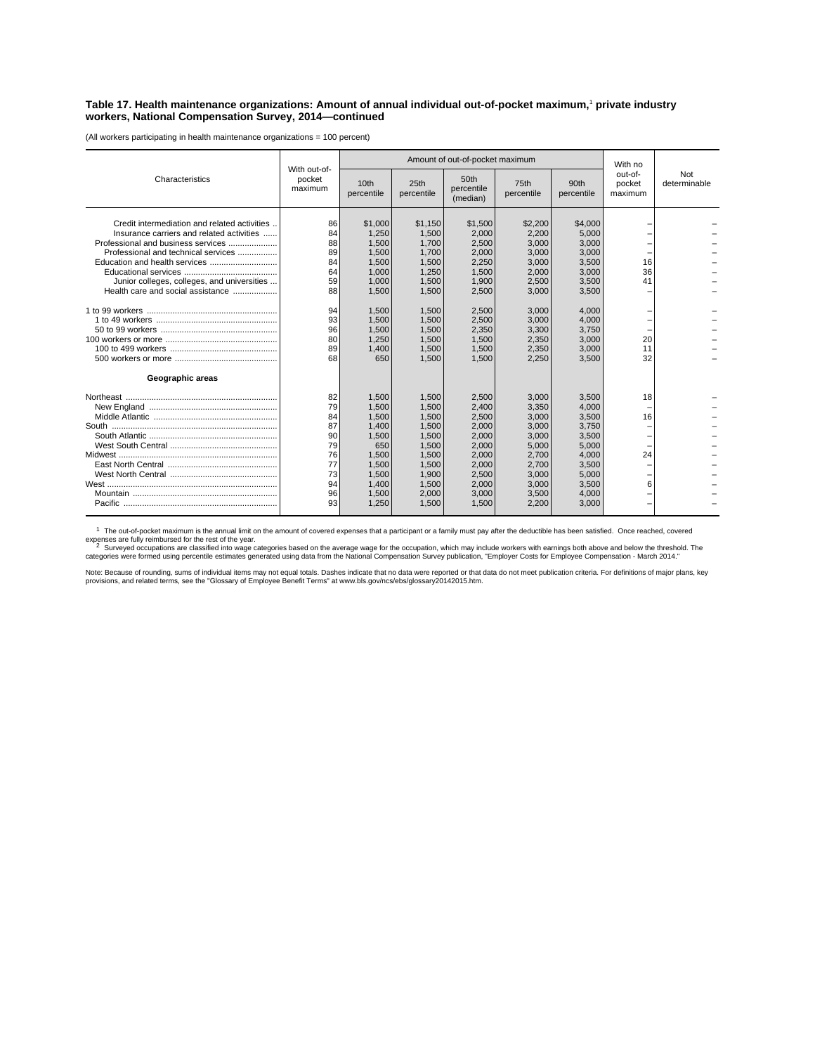**Table 17. Health maintenance organizations: Amount of annual individual out-of-pocket maximum,[1] private industry workers, National Compensation Survey, 2014—continued**

(All workers participating in health maintenance organizations = 100 percent)

| Characteristics | With out-of-pocket maximum | Amount of out-of-pocket maximum | | | | | With no out-of-pocket maximum | Not determinable |
|---|---|---|---|---|---|---|---|---|
| | | 10th percentile | 25th percentile | 50th percentile (median) | 75th percentile | 90th percentile | | |
| Credit intermediation and related activities | 86 | $1,000 | $1,150 | $1,500 | $2,200 | $4,000 | – | – |
| Insurance carriers and related activities | 84 | 1,250 | 1,500 | 2,000 | 2,200 | 5,000 | – | – |
| Professional and business services | 88 | 1,500 | 1,700 | 2,500 | 3,000 | 3,000 | – | – |
| Professional and technical services | 89 | 1,500 | 1,700 | 2,000 | 3,000 | 3,000 | – | – |
| Education and health services | 84 | 1,500 | 1,500 | 2,250 | 3,000 | 3,500 | 16 | – |
| Educational services | 64 | 1,000 | 1,250 | 1,500 | 2,000 | 3,000 | 36 | – |
| Junior colleges, colleges, and universities | 59 | 1,000 | 1,500 | 1,900 | 2,500 | 3,500 | 41 | – |
| Health care and social assistance | 88 | 1,500 | 1,500 | 2,500 | 3,000 | 3,500 | – | – |
| 1 to 99 workers | 94 | 1,500 | 1,500 | 2,500 | 3,000 | 4,000 | – | – |
| 1 to 49 workers | 93 | 1,500 | 1,500 | 2,500 | 3,000 | 4,000 | – | – |
| 50 to 99 workers | 96 | 1,500 | 1,500 | 2,350 | 3,300 | 3,750 | – | – |
| 100 workers or more | 80 | 1,250 | 1,500 | 1,500 | 2,350 | 3,000 | 20 | – |
| 100 to 499 workers | 89 | 1,400 | 1,500 | 1,500 | 2,350 | 3,000 | 11 | – |
| 500 workers or more | 68 | 650 | 1,500 | 1,500 | 2,250 | 3,500 | 32 | – |
| **Geographic areas** | | | | | | | | |
| Northeast | 82 | 1,500 | 1,500 | 2,500 | 3,000 | 3,500 | 18 | – |
| New England | 79 | 1,500 | 1,500 | 2,400 | 3,350 | 4,000 | – | – |
| Middle Atlantic | 84 | 1,500 | 1,500 | 2,500 | 3,000 | 3,500 | 16 | – |
| South | 87 | 1,400 | 1,500 | 2,000 | 3,000 | 3,750 | – | – |
| South Atlantic | 90 | 1,500 | 1,500 | 2,000 | 3,000 | 3,500 | – | – |
| West South Central | 79 | 650 | 1,500 | 2,000 | 5,000 | 5,000 | – | – |
| Midwest | 76 | 1,500 | 1,500 | 2,000 | 2,700 | 4,000 | 24 | – |
| East North Central | 77 | 1,500 | 1,500 | 2,000 | 2,700 | 3,500 | – | – |
| West North Central | 73 | 1,500 | 1,900 | 2,500 | 3,000 | 5,000 | – | – |
| West | 94 | 1,400 | 1,500 | 2,000 | 3,000 | 3,500 | 6 | – |
| Mountain | 96 | 1,500 | 2,000 | 3,000 | 3,500 | 4,000 | – | – |
| Pacific | 93 | 1,250 | 1,500 | 1,500 | 2,200 | 3,000 | – | – |

[1] The out-of-pocket maximum is the annual limit on the amount of covered expenses that a participant or a family must pay after the deductible has been satisfied. Once reached, covered expenses are fully reimbursed for the rest of the year.
[2] Surveyed occupations are classified into wage categories based on the average wage for the occupation, which may include workers with earnings both above and below the threshold. The categories were formed using percentile estimates generated using data from the National Compensation Survey publication, "Employer Costs for Employee Compensation - March 2014."

Note: Because of rounding, sums of individual items may not equal totals. Dashes indicate that no data were reported or that data do not meet publication criteria. For definitions of major plans, key provisions, and related terms, see the "Glossary of Employee Benefit Terms" at www.bls.gov/ncs/ebs/glossary20142015.htm.